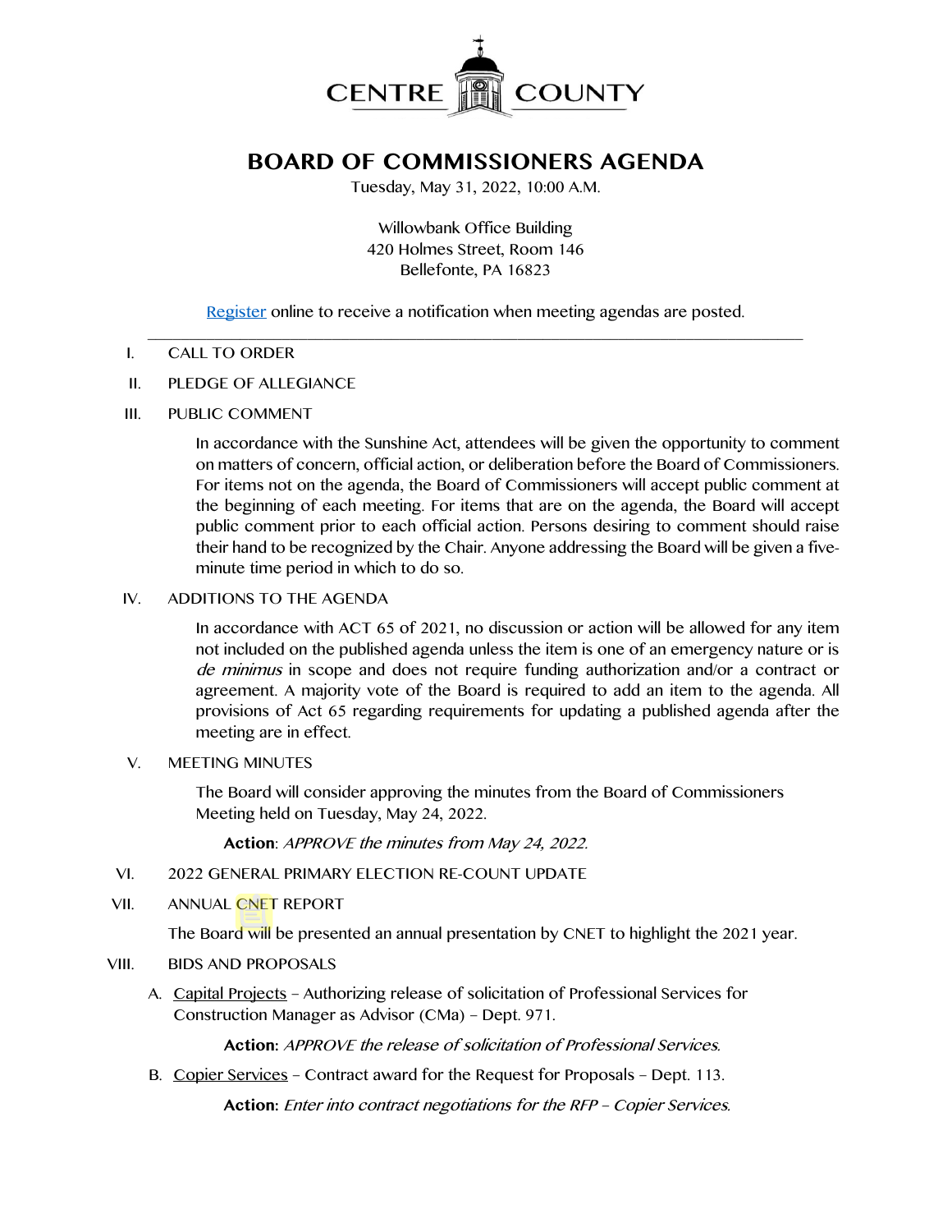CENTRE COUNTY

# BOARD OF COMMISSIONERS AGENDA

Tuesday, May 31, 2022, 10:00 A.M.

Willowbank Office Building
420 Holmes Street, Room 146
Bellefonte, PA 16823

Register online to receive a notification when meeting agendas are posted.

---

I. CALL TO ORDER

II. PLEDGE OF ALLEGIANCE

III. PUBLIC COMMENT

In accordance with the Sunshine Act, attendees will be given the opportunity to comment on matters of concern, official action, or deliberation before the Board of Commissioners. For items not on the agenda, the Board of Commissioners will accept public comment at the beginning of each meeting. For items that are on the agenda, the Board will accept public comment prior to each official action. Persons desiring to comment should raise their hand to be recognized by the Chair. Anyone addressing the Board will be given a five-minute time period in which to do so.

IV. ADDITIONS TO THE AGENDA

In accordance with ACT 65 of 2021, no discussion or action will be allowed for any item not included on the published agenda unless the item is one of an emergency nature or is *de minimus* in scope and does not require funding authorization and/or a contract or agreement. A majority vote of the Board is required to add an item to the agenda. All provisions of Act 65 regarding requirements for updating a published agenda after the meeting are in effect.

V. MEETING MINUTES

The Board will consider approving the minutes from the Board of Commissioners Meeting held on Tuesday, May 24, 2022.

**Action**: *APPROVE the minutes from May 24, 2022.*

VI. 2022 GENERAL PRIMARY ELECTION RE-COUNT UPDATE

VII. ANNUAL CNET REPORT

The Board will be presented an annual presentation by CNET to highlight the 2021 year.

VIII. BIDS AND PROPOSALS

A. Capital Projects – Authorizing release of solicitation of Professional Services for Construction Manager as Advisor (CMa) – Dept. 971.

**Action:** *APPROVE the release of solicitation of Professional Services.*

B. Copier Services – Contract award for the Request for Proposals – Dept. 113.

**Action:** *Enter into contract negotiations for the RFP – Copier Services.*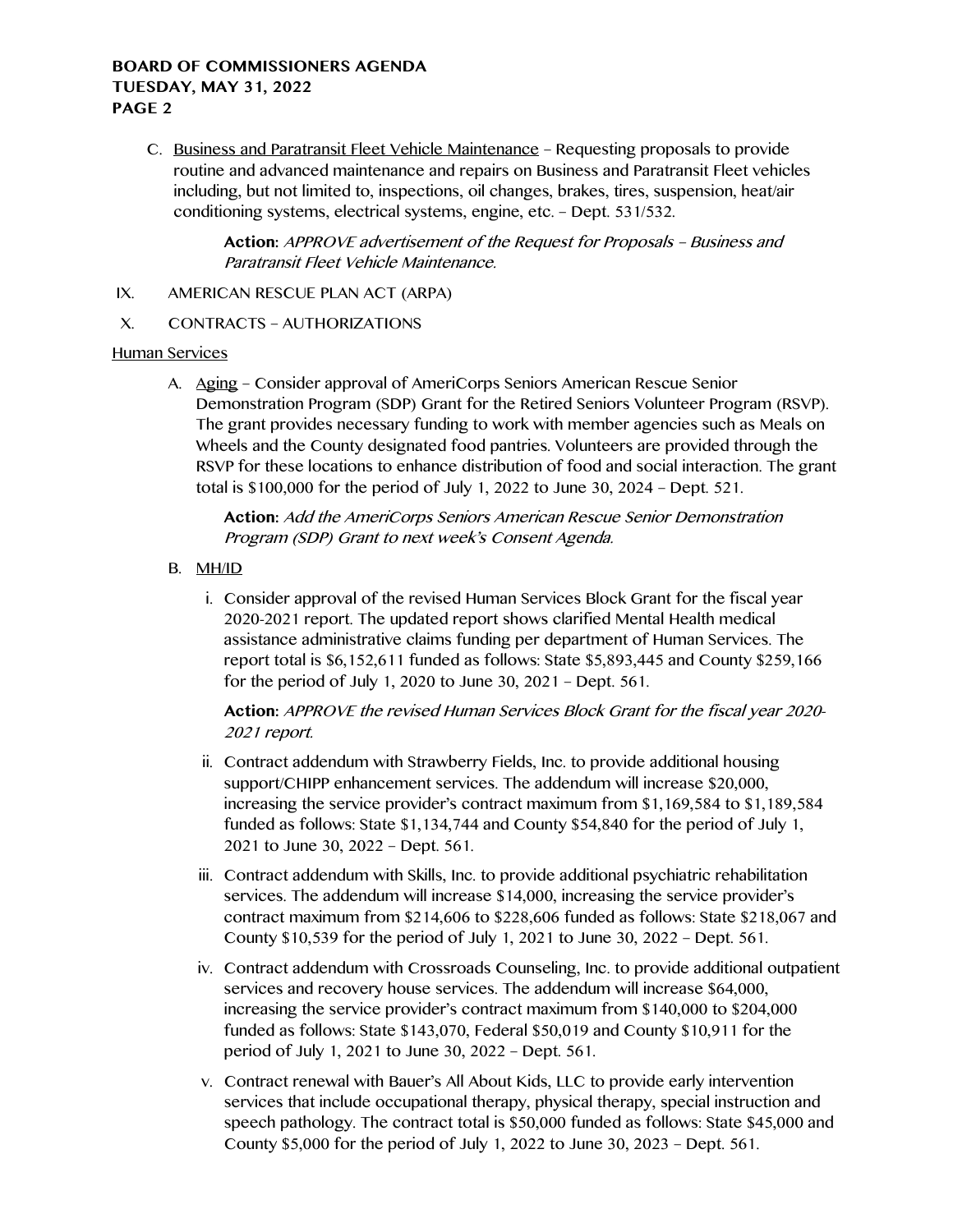C. <u>Business and Paratransit Fleet Vehicle Maintenance</u> – Requesting proposals to provide routine and advanced maintenance and repairs on Business and Paratransit Fleet vehicles including, but not limited to, inspections, oil changes, brakes, tires, suspension, heat/air conditioning systems, electrical systems, engine, etc. – Dept. 531/532.

   **Action:** *APPROVE advertisement of the Request for Proposals – Business and Paratransit Fleet Vehicle Maintenance.*

IX. AMERICAN RESCUE PLAN ACT (ARPA)

X. CONTRACTS – AUTHORIZATIONS

<u>Human Services</u>

A. <u>Aging</u> – Consider approval of AmeriCorps Seniors American Rescue Senior Demonstration Program (SDP) Grant for the Retired Seniors Volunteer Program (RSVP). The grant provides necessary funding to work with member agencies such as Meals on Wheels and the County designated food pantries. Volunteers are provided through the RSVP for these locations to enhance distribution of food and social interaction. The grant total is $100,000 for the period of July 1, 2022 to June 30, 2024 – Dept. 521.

   **Action:** *Add the AmeriCorps Seniors American Rescue Senior Demonstration Program (SDP) Grant to next week's Consent Agenda.*

B. <u>MH/ID</u>

   i. Consider approval of the revised Human Services Block Grant for the fiscal year 2020-2021 report. The updated report shows clarified Mental Health medical assistance administrative claims funding per department of Human Services. The report total is $6,152,611 funded as follows: State $5,893,445 and County $259,166 for the period of July 1, 2020 to June 30, 2021 – Dept. 561.

   **Action:** *APPROVE the revised Human Services Block Grant for the fiscal year 2020-2021 report.*

   ii. Contract addendum with Strawberry Fields, Inc. to provide additional housing support/CHIPP enhancement services. The addendum will increase $20,000, increasing the service provider's contract maximum from $1,169,584 to $1,189,584 funded as follows: State $1,134,744 and County $54,840 for the period of July 1, 2021 to June 30, 2022 – Dept. 561.

   iii. Contract addendum with Skills, Inc. to provide additional psychiatric rehabilitation services. The addendum will increase $14,000, increasing the service provider's contract maximum from $214,606 to $228,606 funded as follows: State $218,067 and County $10,539 for the period of July 1, 2021 to June 30, 2022 – Dept. 561.

   iv. Contract addendum with Crossroads Counseling, Inc. to provide additional outpatient services and recovery house services. The addendum will increase $64,000, increasing the service provider's contract maximum from $140,000 to $204,000 funded as follows: State $143,070, Federal $50,019 and County $10,911 for the period of July 1, 2021 to June 30, 2022 – Dept. 561.

   v. Contract renewal with Bauer's All About Kids, LLC to provide early intervention services that include occupational therapy, physical therapy, special instruction and speech pathology. The contract total is $50,000 funded as follows: State $45,000 and County $5,000 for the period of July 1, 2022 to June 30, 2023 – Dept. 561.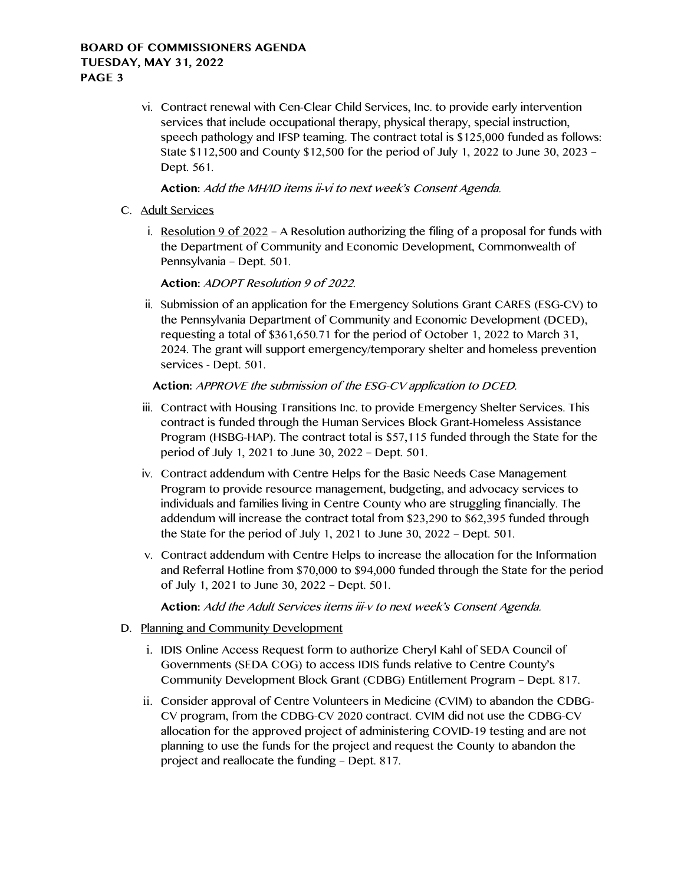vi. Contract renewal with Cen-Clear Child Services, Inc. to provide early intervention services that include occupational therapy, physical therapy, special instruction, speech pathology and IFSP teaming. The contract total is $125,000 funded as follows: State $112,500 and County $12,500 for the period of July 1, 2022 to June 30, 2023 – Dept. 561.

**Action:** *Add the MH/ID items ii-vi to next week's Consent Agenda.*

C. Adult Services

i. Resolution 9 of 2022 – A Resolution authorizing the filing of a proposal for funds with the Department of Community and Economic Development, Commonwealth of Pennsylvania – Dept. 501.

**Action:** *ADOPT Resolution 9 of 2022.*

ii. Submission of an application for the Emergency Solutions Grant CARES (ESG-CV) to the Pennsylvania Department of Community and Economic Development (DCED), requesting a total of $361,650.71 for the period of October 1, 2022 to March 31, 2024. The grant will support emergency/temporary shelter and homeless prevention services - Dept. 501.

**Action:** *APPROVE the submission of the ESG-CV application to DCED.*

iii. Contract with Housing Transitions Inc. to provide Emergency Shelter Services. This contract is funded through the Human Services Block Grant-Homeless Assistance Program (HSBG-HAP). The contract total is $57,115 funded through the State for the period of July 1, 2021 to June 30, 2022 – Dept. 501.

iv. Contract addendum with Centre Helps for the Basic Needs Case Management Program to provide resource management, budgeting, and advocacy services to individuals and families living in Centre County who are struggling financially. The addendum will increase the contract total from $23,290 to $62,395 funded through the State for the period of July 1, 2021 to June 30, 2022 – Dept. 501.

v. Contract addendum with Centre Helps to increase the allocation for the Information and Referral Hotline from $70,000 to $94,000 funded through the State for the period of July 1, 2021 to June 30, 2022 – Dept. 501.

**Action:** *Add the Adult Services items iii-v to next week's Consent Agenda.*

D. Planning and Community Development

i. IDIS Online Access Request form to authorize Cheryl Kahl of SEDA Council of Governments (SEDA COG) to access IDIS funds relative to Centre County's Community Development Block Grant (CDBG) Entitlement Program – Dept. 817.

ii. Consider approval of Centre Volunteers in Medicine (CVIM) to abandon the CDBG-CV program, from the CDBG-CV 2020 contract. CVIM did not use the CDBG-CV allocation for the approved project of administering COVID-19 testing and are not planning to use the funds for the project and request the County to abandon the project and reallocate the funding – Dept. 817.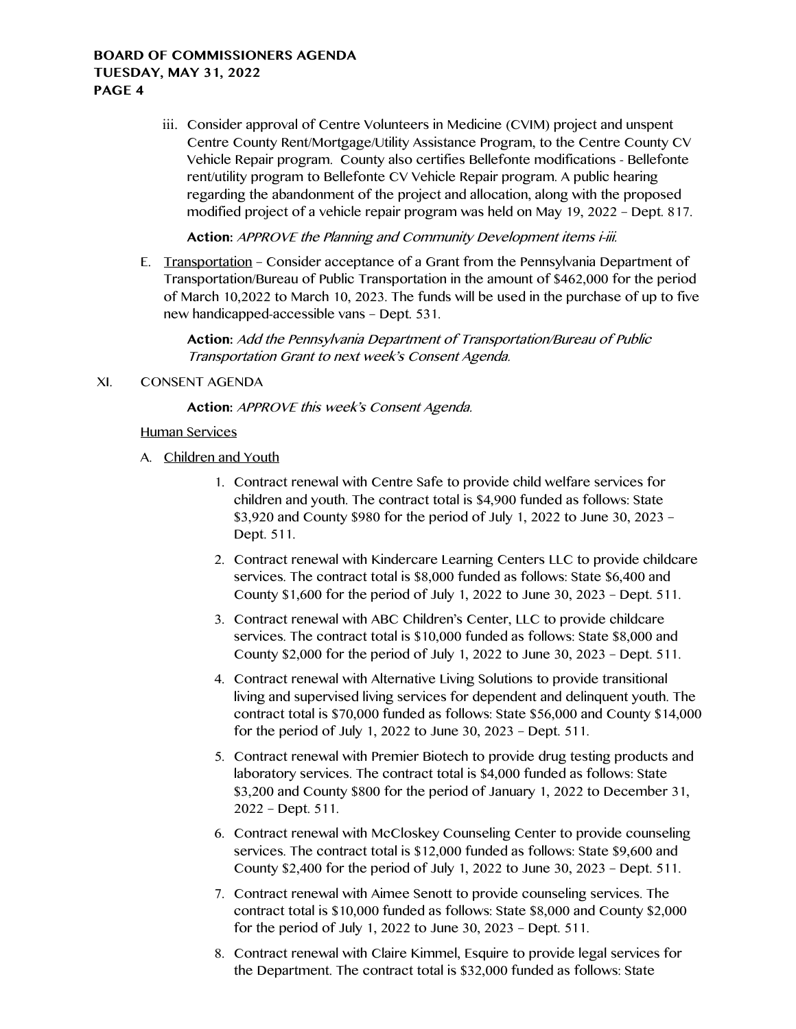iii. Consider approval of Centre Volunteers in Medicine (CVIM) project and unspent Centre County Rent/Mortgage/Utility Assistance Program, to the Centre County CV Vehicle Repair program. County also certifies Bellefonte modifications - Bellefonte rent/utility program to Bellefonte CV Vehicle Repair program. A public hearing regarding the abandonment of the project and allocation, along with the proposed modified project of a vehicle repair program was held on May 19, 2022 – Dept. 817.

**Action:** *APPROVE the Planning and Community Development items i-iii.*

E. Transportation – Consider acceptance of a Grant from the Pennsylvania Department of Transportation/Bureau of Public Transportation in the amount of $462,000 for the period of March 10,2022 to March 10, 2023. The funds will be used in the purchase of up to five new handicapped-accessible vans – Dept. 531.

**Action:** *Add the Pennsylvania Department of Transportation/Bureau of Public Transportation Grant to next week's Consent Agenda.*

XI. CONSENT AGENDA

**Action:** *APPROVE this week's Consent Agenda.*

Human Services

A. Children and Youth

1. Contract renewal with Centre Safe to provide child welfare services for children and youth. The contract total is $4,900 funded as follows: State $3,920 and County $980 for the period of July 1, 2022 to June 30, 2023 – Dept. 511.
2. Contract renewal with Kindercare Learning Centers LLC to provide childcare services. The contract total is $8,000 funded as follows: State $6,400 and County $1,600 for the period of July 1, 2022 to June 30, 2023 – Dept. 511.
3. Contract renewal with ABC Children's Center, LLC to provide childcare services. The contract total is $10,000 funded as follows: State $8,000 and County $2,000 for the period of July 1, 2022 to June 30, 2023 – Dept. 511.
4. Contract renewal with Alternative Living Solutions to provide transitional living and supervised living services for dependent and delinquent youth. The contract total is $70,000 funded as follows: State $56,000 and County $14,000 for the period of July 1, 2022 to June 30, 2023 – Dept. 511.
5. Contract renewal with Premier Biotech to provide drug testing products and laboratory services. The contract total is $4,000 funded as follows: State $3,200 and County $800 for the period of January 1, 2022 to December 31, 2022 – Dept. 511.
6. Contract renewal with McCloskey Counseling Center to provide counseling services. The contract total is $12,000 funded as follows: State $9,600 and County $2,400 for the period of July 1, 2022 to June 30, 2023 – Dept. 511.
7. Contract renewal with Aimee Senott to provide counseling services. The contract total is $10,000 funded as follows: State $8,000 and County $2,000 for the period of July 1, 2022 to June 30, 2023 – Dept. 511.
8. Contract renewal with Claire Kimmel, Esquire to provide legal services for the Department. The contract total is $32,000 funded as follows: State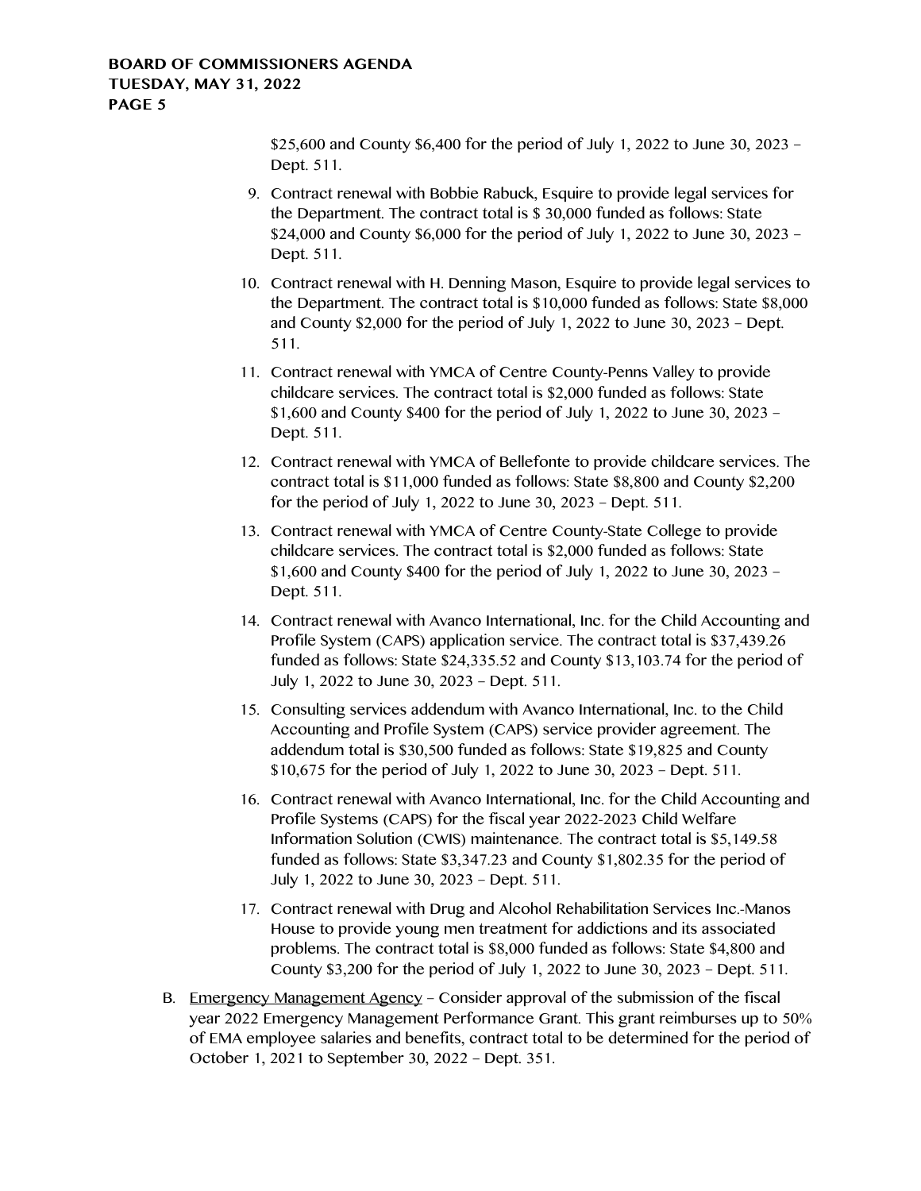$25,600 and County $6,400 for the period of July 1, 2022 to June 30, 2023 – Dept. 511.

9. Contract renewal with Bobbie Rabuck, Esquire to provide legal services for the Department. The contract total is $ 30,000 funded as follows: State $24,000 and County $6,000 for the period of July 1, 2022 to June 30, 2023 – Dept. 511.
10. Contract renewal with H. Denning Mason, Esquire to provide legal services to the Department. The contract total is $10,000 funded as follows: State $8,000 and County $2,000 for the period of July 1, 2022 to June 30, 2023 – Dept. 511.
11. Contract renewal with YMCA of Centre County-Penns Valley to provide childcare services. The contract total is $2,000 funded as follows: State $1,600 and County $400 for the period of July 1, 2022 to June 30, 2023 – Dept. 511.
12. Contract renewal with YMCA of Bellefonte to provide childcare services. The contract total is $11,000 funded as follows: State $8,800 and County $2,200 for the period of July 1, 2022 to June 30, 2023 – Dept. 511.
13. Contract renewal with YMCA of Centre County-State College to provide childcare services. The contract total is $2,000 funded as follows: State $1,600 and County $400 for the period of July 1, 2022 to June 30, 2023 – Dept. 511.
14. Contract renewal with Avanco International, Inc. for the Child Accounting and Profile System (CAPS) application service. The contract total is $37,439.26 funded as follows: State $24,335.52 and County $13,103.74 for the period of July 1, 2022 to June 30, 2023 – Dept. 511.
15. Consulting services addendum with Avanco International, Inc. to the Child Accounting and Profile System (CAPS) service provider agreement. The addendum total is $30,500 funded as follows: State $19,825 and County $10,675 for the period of July 1, 2022 to June 30, 2023 – Dept. 511.
16. Contract renewal with Avanco International, Inc. for the Child Accounting and Profile Systems (CAPS) for the fiscal year 2022-2023 Child Welfare Information Solution (CWIS) maintenance. The contract total is $5,149.58 funded as follows: State $3,347.23 and County $1,802.35 for the period of July 1, 2022 to June 30, 2023 – Dept. 511.
17. Contract renewal with Drug and Alcohol Rehabilitation Services Inc.-Manos House to provide young men treatment for addictions and its associated problems. The contract total is $8,000 funded as follows: State $4,800 and County $3,200 for the period of July 1, 2022 to June 30, 2023 – Dept. 511.

B. Emergency Management Agency – Consider approval of the submission of the fiscal year 2022 Emergency Management Performance Grant. This grant reimburses up to 50% of EMA employee salaries and benefits, contract total to be determined for the period of October 1, 2021 to September 30, 2022 – Dept. 351.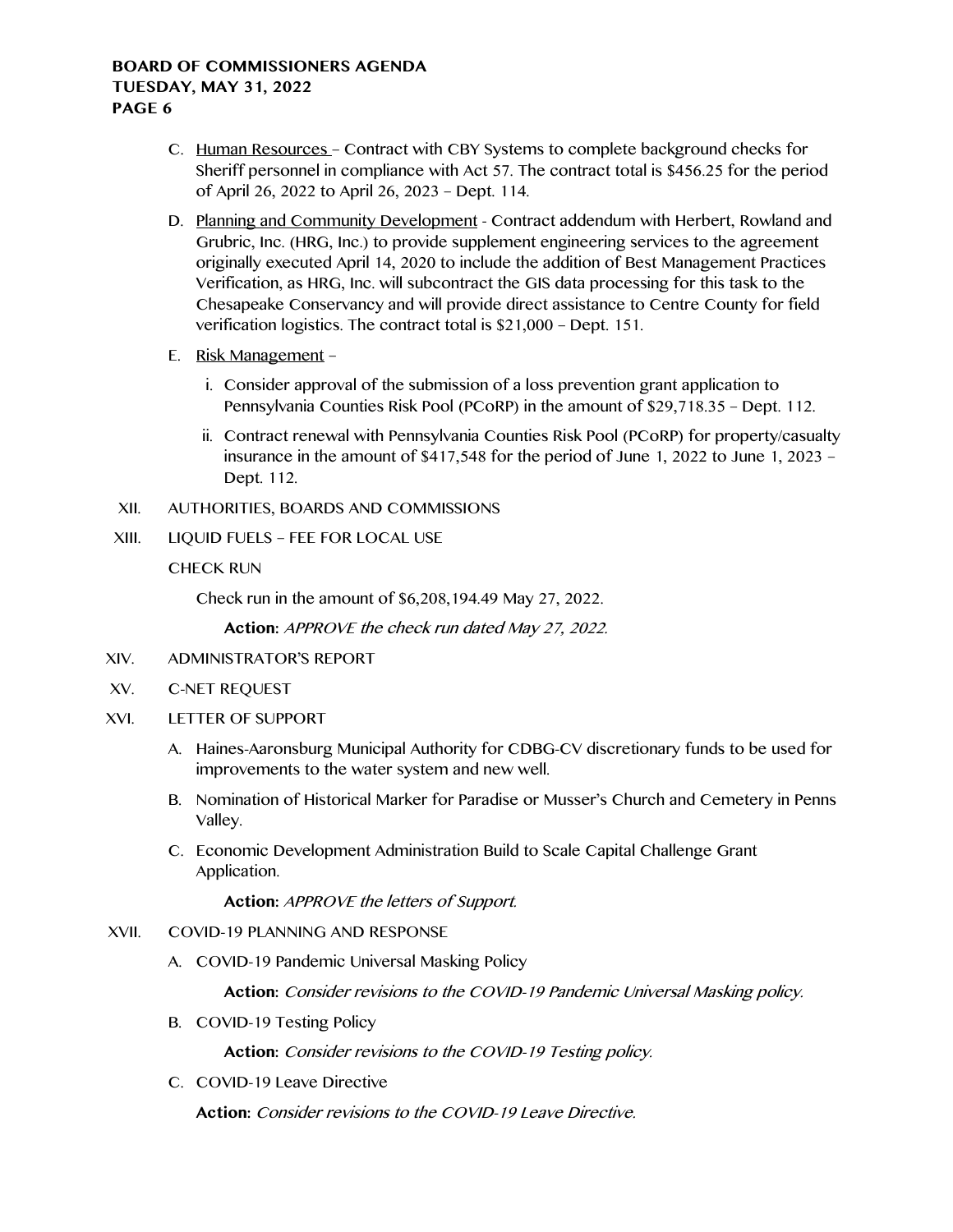C. Human Resources – Contract with CBY Systems to complete background checks for Sheriff personnel in compliance with Act 57. The contract total is $456.25 for the period of April 26, 2022 to April 26, 2023 – Dept. 114.

D. Planning and Community Development - Contract addendum with Herbert, Rowland and Grubric, Inc. (HRG, Inc.) to provide supplement engineering services to the agreement originally executed April 14, 2020 to include the addition of Best Management Practices Verification, as HRG, Inc. will subcontract the GIS data processing for this task to the Chesapeake Conservancy and will provide direct assistance to Centre County for field verification logistics. The contract total is $21,000 – Dept. 151.

E. Risk Management –

   i. Consider approval of the submission of a loss prevention grant application to Pennsylvania Counties Risk Pool (PCoRP) in the amount of $29,718.35 – Dept. 112.

   ii. Contract renewal with Pennsylvania Counties Risk Pool (PCoRP) for property/casualty insurance in the amount of $417,548 for the period of June 1, 2022 to June 1, 2023 – Dept. 112.

XII. AUTHORITIES, BOARDS AND COMMISSIONS

XIII. LIQUID FUELS – FEE FOR LOCAL USE

CHECK RUN

Check run in the amount of $6,208,194.49 May 27, 2022.

**Action:** *APPROVE the check run dated May 27, 2022.*

XIV. ADMINISTRATOR'S REPORT

XV. C-NET REQUEST

XVI. LETTER OF SUPPORT

A. Haines-Aaronsburg Municipal Authority for CDBG-CV discretionary funds to be used for improvements to the water system and new well.

B. Nomination of Historical Marker for Paradise or Musser's Church and Cemetery in Penns Valley.

C. Economic Development Administration Build to Scale Capital Challenge Grant Application.

**Action:** *APPROVE the letters of Support.*

XVII. COVID-19 PLANNING AND RESPONSE

A. COVID-19 Pandemic Universal Masking Policy

**Action:** *Consider revisions to the COVID-19 Pandemic Universal Masking policy.*

B. COVID-19 Testing Policy

**Action:** *Consider revisions to the COVID-19 Testing policy.*

C. COVID-19 Leave Directive

**Action:** *Consider revisions to the COVID-19 Leave Directive.*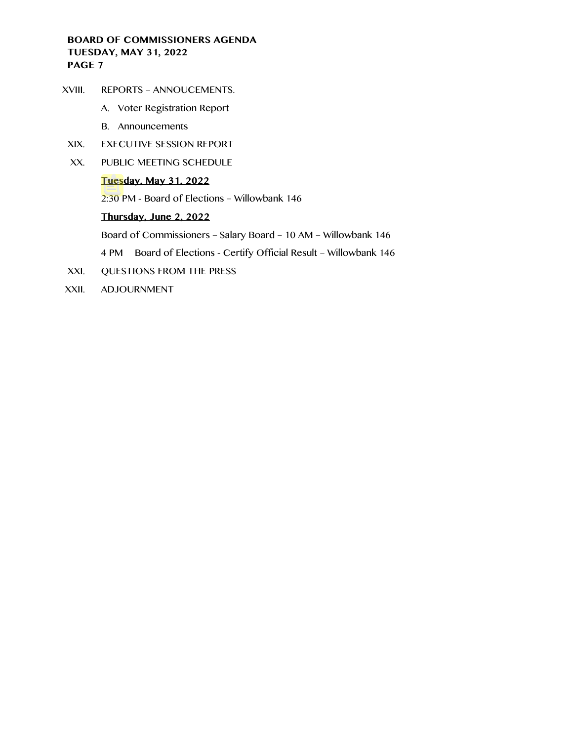XVIII. REPORTS – ANNOUCEMENTS.

A. Voter Registration Report

B. Announcements

XIX. EXECUTIVE SESSION REPORT

XX. PUBLIC MEETING SCHEDULE

**Tuesday, May 31, 2022**

2:30 PM - Board of Elections – Willowbank 146

**Thursday, June 2, 2022**

Board of Commissioners – Salary Board – 10 AM – Willowbank 146

4 PM Board of Elections - Certify Official Result – Willowbank 146

XXI. QUESTIONS FROM THE PRESS

XXII. ADJOURNMENT